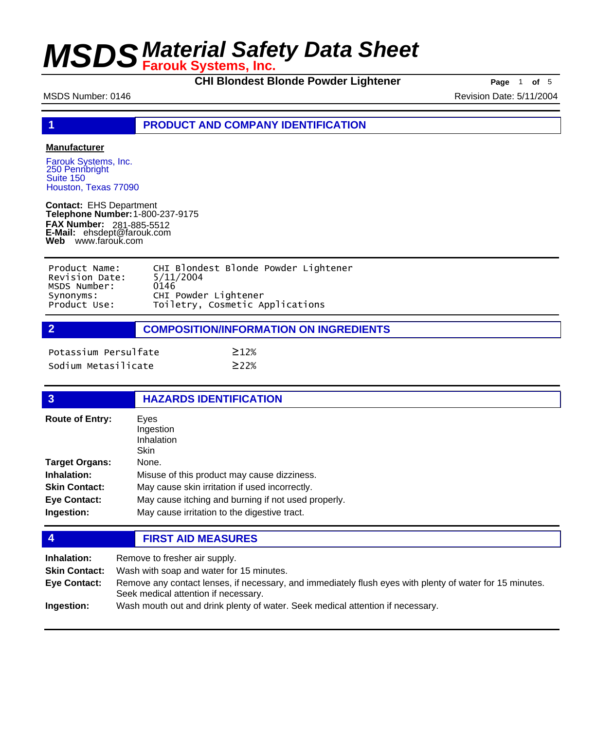# MSDS Material Safety Data Sheet

**Farouk Systems, Inc.**

**CHI Blondest Blonde Powder Lightener**

MSDS Number: 0146

Revision Date: 5/11/2004

## 1 PRODUCT AND COMPANY IDENTIFICATION

**Manufacturer**

Farouk Systems, Inc.
250 Pennbright
Suite 150
Houston, Texas 77090

**Contact:** EHS Department
**Telephone Number:** 1-800-237-9175
**FAX Number:** 281-885-5512
**E-Mail:** ehsdept@farouk.com
**Web** www.farouk.com

| | |
|---|---|
| Product Name: | CHI Blondest Blonde Powder Lightener |
| Revision Date: | 5/11/2004 |
| MSDS Number: | 0146 |
| Synonyms: | CHI Powder Lightener |
| Product Use: | Toiletry, Cosmetic Applications |

## 2 COMPOSITION/INFORMATION ON INGREDIENTS

| | |
|---|---|
| Potassium Persulfate | ≥12% |
| Sodium Metasilicate | ≥22% |

## 3 HAZARDS IDENTIFICATION

**Route of Entry:** Eyes
Ingestion
Inhalation
Skin

**Target Organs:** None.

**Inhalation:** Misuse of this product may cause dizziness.

**Skin Contact:** May cause skin irritation if used incorrectly.

**Eye Contact:** May cause itching and burning if not used properly.

**Ingestion:** May cause irritation to the digestive tract.

## 4 FIRST AID MEASURES

**Inhalation:** Remove to fresher air supply.

**Skin Contact:** Wash with soap and water for 15 minutes.

**Eye Contact:** Remove any contact lenses, if necessary, and immediately flush eyes with plenty of water for 15 minutes. Seek medical attention if necessary.

**Ingestion:** Wash mouth out and drink plenty of water. Seek medical attention if necessary.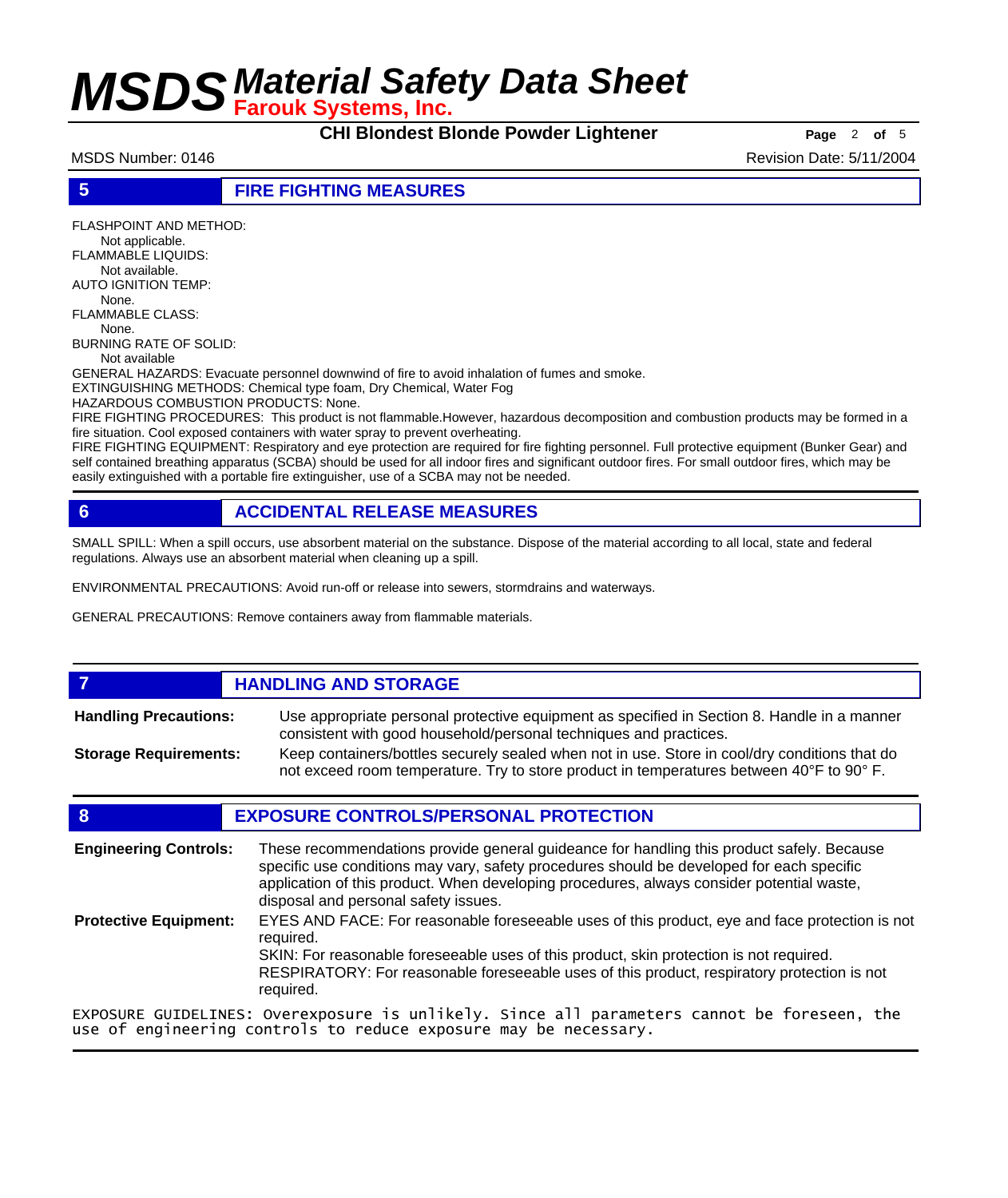## 5 FIRE FIGHTING MEASURES

FLASHPOINT AND METHOD:
Not applicable.
FLAMMABLE LIQUIDS:
Not available.
AUTO IGNITION TEMP:
None.
FLAMMABLE CLASS:
None.
BURNING RATE OF SOLID:
Not available
GENERAL HAZARDS: Evacuate personnel downwind of fire to avoid inhalation of fumes and smoke.
EXTINGUISHING METHODS: Chemical type foam, Dry Chemical, Water Fog
HAZARDOUS COMBUSTION PRODUCTS: None.
FIRE FIGHTING PROCEDURES: This product is not flammable.However, hazardous decomposition and combustion products may be formed in a fire situation. Cool exposed containers with water spray to prevent overheating.
FIRE FIGHTING EQUIPMENT: Respiratory and eye protection are required for fire fighting personnel. Full protective equipment (Bunker Gear) and self contained breathing apparatus (SCBA) should be used for all indoor fires and significant outdoor fires. For small outdoor fires, which may be easily extinguished with a portable fire extinguisher, use of a SCBA may not be needed.

## 6 ACCIDENTAL RELEASE MEASURES

SMALL SPILL: When a spill occurs, use absorbent material on the substance. Dispose of the material according to all local, state and federal regulations. Always use an absorbent material when cleaning up a spill.

ENVIRONMENTAL PRECAUTIONS: Avoid run-off or release into sewers, stormdrains and waterways.

GENERAL PRECAUTIONS: Remove containers away from flammable materials.

## 7 HANDLING AND STORAGE

**Handling Precautions:** Use appropriate personal protective equipment as specified in Section 8. Handle in a manner consistent with good household/personal techniques and practices.

**Storage Requirements:** Keep containers/bottles securely sealed when not in use. Store in cool/dry conditions that do not exceed room temperature. Try to store product in temperatures between 40°F to 90° F.

## 8 EXPOSURE CONTROLS/PERSONAL PROTECTION

**Engineering Controls:** These recommendations provide general guideance for handling this product safely. Because specific use conditions may vary, safety procedures should be developed for each specific application of this product. When developing procedures, always consider potential waste, disposal and personal safety issues.

**Protective Equipment:** EYES AND FACE: For reasonable foreseeable uses of this product, eye and face protection is not required.
SKIN: For reasonable foreseeable uses of this product, skin protection is not required.
RESPIRATORY: For reasonable foreseeable uses of this product, respiratory protection is not required.

EXPOSURE GUIDELINES: Overexposure is unlikely. Since all parameters cannot be foreseen, the use of engineering controls to reduce exposure may be necessary.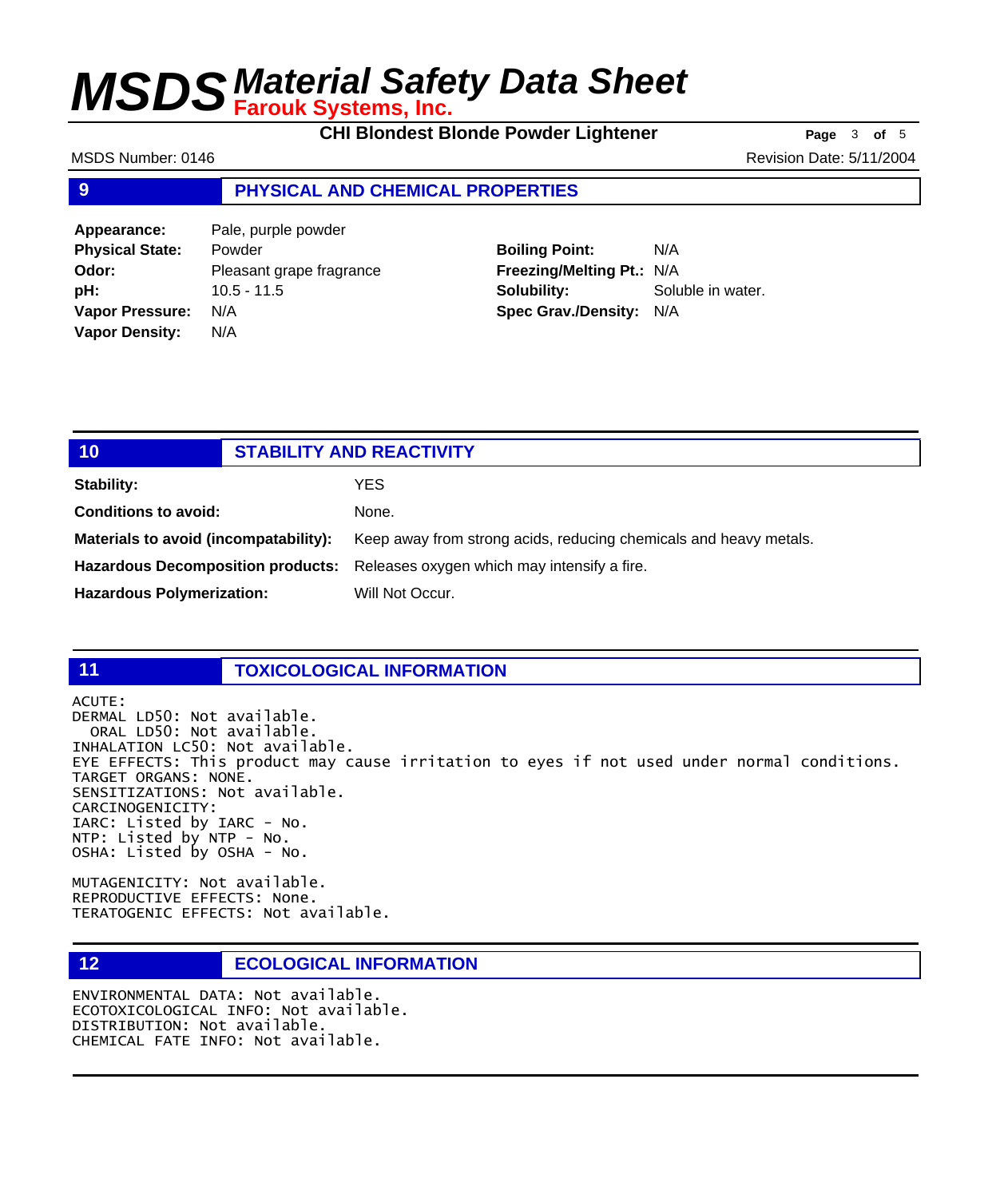# MSDS Material Safety Data Sheet

**Farouk Systems, Inc.**

**CHI Blondest Blonde Powder Lightener**

MSDS Number: 0146

Revision Date: 5/11/2004

## 9 PHYSICAL AND CHEMICAL PROPERTIES

| | |
|---|---|
| **Appearance:** | Pale, purple powder |
| **Physical State:** | Powder |
| **Odor:** | Pleasant grape fragrance |
| **pH:** | 10.5 - 11.5 |
| **Vapor Pressure:** | N/A |
| **Vapor Density:** | N/A |
| **Boiling Point:** | N/A |
| **Freezing/Melting Pt.:** | N/A |
| **Solubility:** | Soluble in water. |
| **Spec Grav./Density:** | N/A |

## 10 STABILITY AND REACTIVITY

| | |
|---|---|
| **Stability:** | YES |
| **Conditions to avoid:** | None. |
| **Materials to avoid (incompatability):** | Keep away from strong acids, reducing chemicals and heavy metals. |
| **Hazardous Decomposition products:** | Releases oxygen which may intensify a fire. |
| **Hazardous Polymerization:** | Will Not Occur. |

## 11 TOXICOLOGICAL INFORMATION

```
ACUTE:
DERMAL LD50: Not available.
  ORAL LD50: Not available.
INHALATION LC50: Not available.
EYE EFFECTS: This product may cause irritation to eyes if not used under normal conditions.
TARGET ORGANS: NONE.
SENSITIZATIONS: Not available.
CARCINOGENICITY:
IARC: Listed by IARC - No.
NTP: Listed by NTP - No.
OSHA: Listed by OSHA - No.

MUTAGENICITY: Not available.
REPRODUCTIVE EFFECTS: None.
TERATOGENIC EFFECTS: Not available.
```

## 12 ECOLOGICAL INFORMATION

```
ENVIRONMENTAL DATA: Not available.
ECOTOXICOLOGICAL INFO: Not available.
DISTRIBUTION: Not available.
CHEMICAL FATE INFO: Not available.
```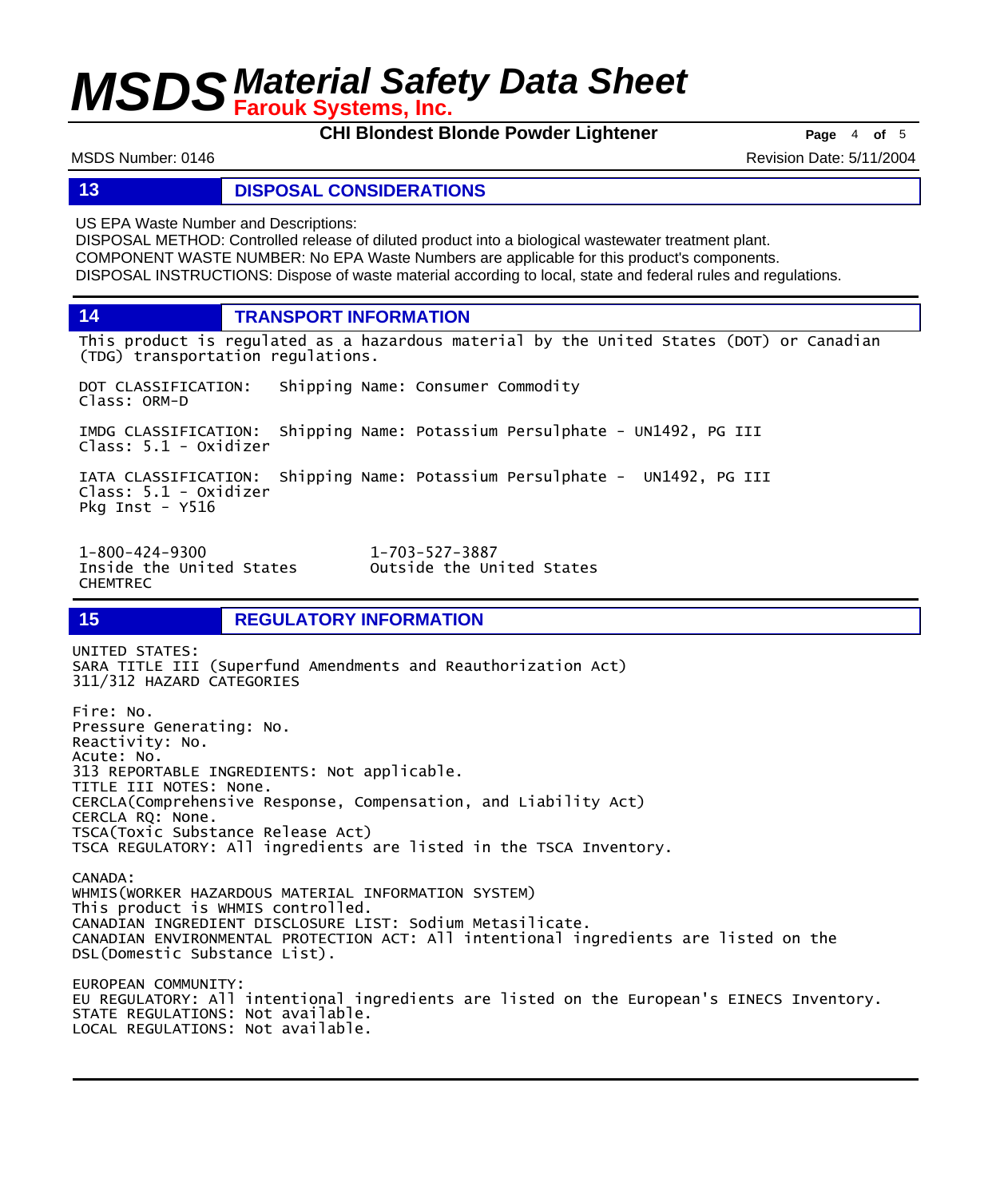## 13 DISPOSAL CONSIDERATIONS

US EPA Waste Number and Descriptions:
DISPOSAL METHOD: Controlled release of diluted product into a biological wastewater treatment plant.
COMPONENT WASTE NUMBER: No EPA Waste Numbers are applicable for this product's components.
DISPOSAL INSTRUCTIONS: Dispose of waste material according to local, state and federal rules and regulations.

## 14 TRANSPORT INFORMATION

This product is regulated as a hazardous material by the United States (DOT) or Canadian (TDG) transportation regulations.

DOT CLASSIFICATION: Shipping Name: Consumer Commodity
Class: ORM-D

IMDG CLASSIFICATION: Shipping Name: Potassium Persulphate - UN1492, PG III
Class: 5.1 - Oxidizer

IATA CLASSIFICATION: Shipping Name: Potassium Persulphate - UN1492, PG III
Class: 5.1 - Oxidizer
Pkg Inst - Y516

1-800-424-9300 Inside the United States
1-703-527-3887 Outside the United States
CHEMTREC

## 15 REGULATORY INFORMATION

UNITED STATES:
SARA TITLE III (Superfund Amendments and Reauthorization Act)
311/312 HAZARD CATEGORIES

Fire: No.
Pressure Generating: No.
Reactivity: No.
Acute: No.
313 REPORTABLE INGREDIENTS: Not applicable.
TITLE III NOTES: None.
CERCLA(Comprehensive Response, Compensation, and Liability Act)
CERCLA RQ: None.
TSCA(Toxic Substance Release Act)
TSCA REGULATORY: All ingredients are listed in the TSCA Inventory.

CANADA:
WHMIS(WORKER HAZARDOUS MATERIAL INFORMATION SYSTEM)
This product is WHMIS controlled.
CANADIAN INGREDIENT DISCLOSURE LIST: Sodium Metasilicate.
CANADIAN ENVIRONMENTAL PROTECTION ACT: All intentional ingredients are listed on the DSL(Domestic Substance List).

EUROPEAN COMMUNITY:
EU REGULATORY: All intentional ingredients are listed on the European's EINECS Inventory.
STATE REGULATIONS: Not available.
LOCAL REGULATIONS: Not available.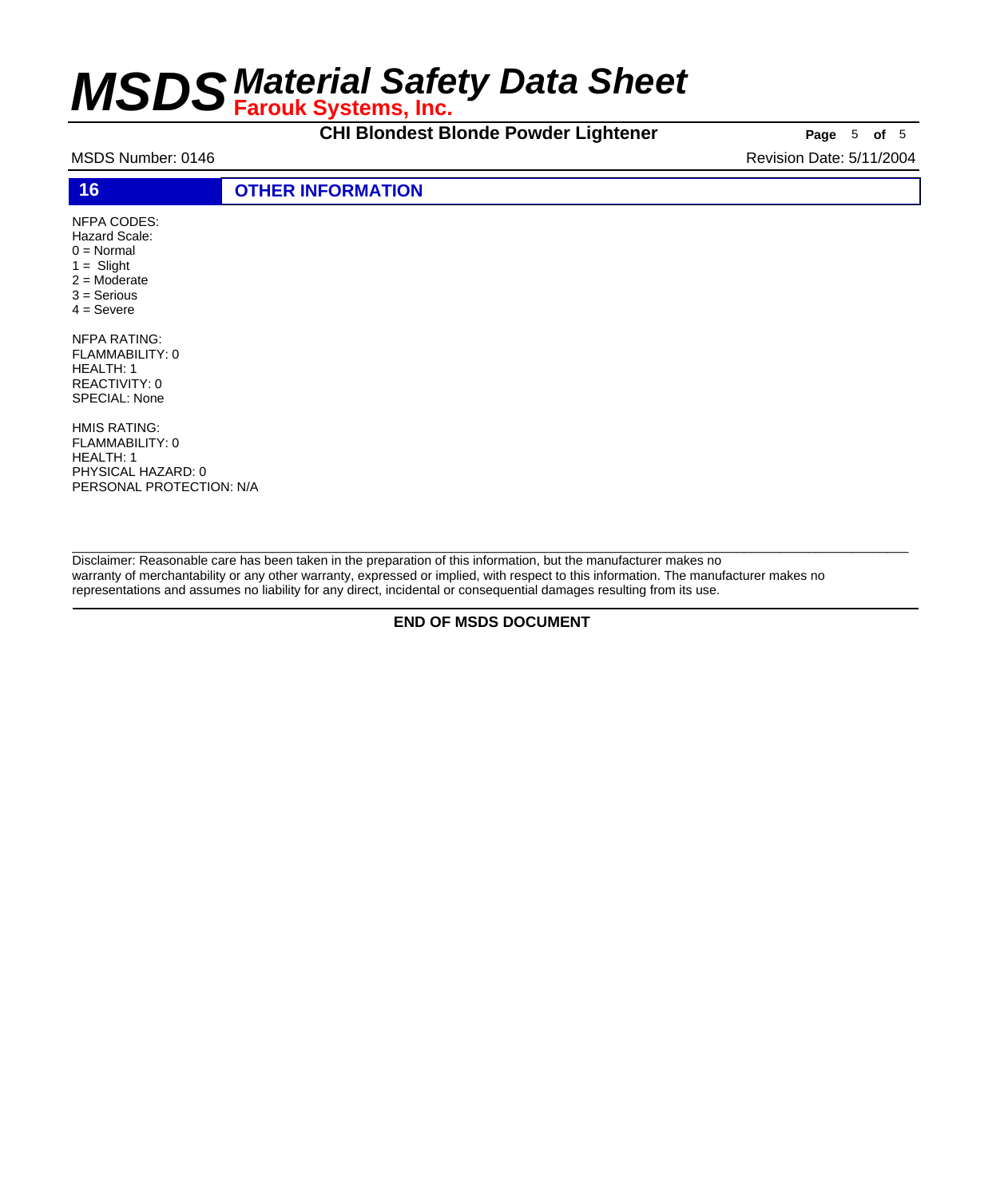## 16 OTHER INFORMATION

NFPA CODES:
Hazard Scale:
0 = Normal
1 = Slight
2 = Moderate
3 = Serious
4 = Severe

NFPA RATING:
FLAMMABILITY: 0
HEALTH: 1
REACTIVITY: 0
SPECIAL: None

HMIS RATING:
FLAMMABILITY: 0
HEALTH: 1
PHYSICAL HAZARD: 0
PERSONAL PROTECTION: N/A

---

Disclaimer: Reasonable care has been taken in the preparation of this information, but the manufacturer makes no warranty of merchantability or any other warranty, expressed or implied, with respect to this information. The manufacturer makes no representations and assumes no liability for any direct, incidental or consequential damages resulting from its use.

---

**END OF MSDS DOCUMENT**